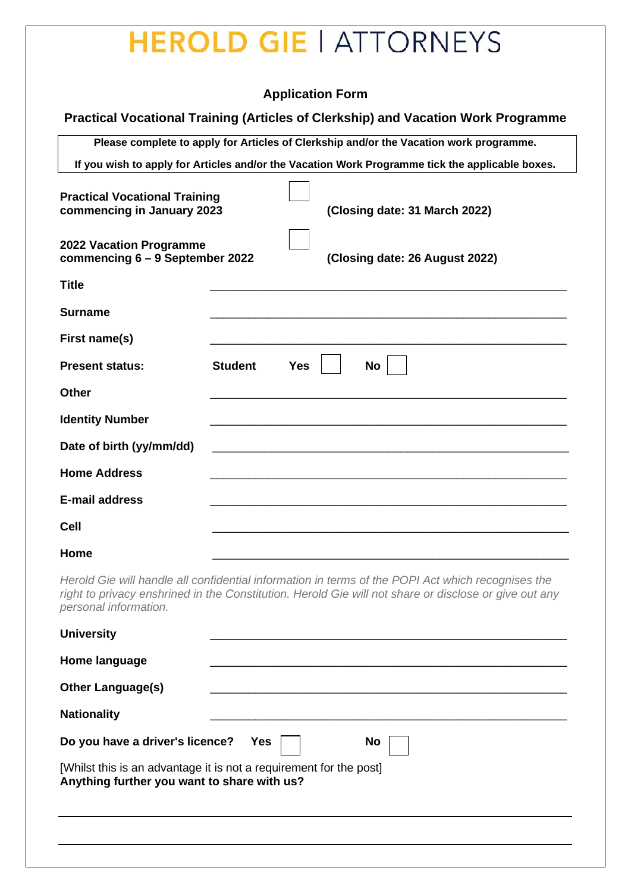# HEROLD GIE | ATTORNEYS

## Application Form

## Practical Vocational Training (Articles of Clerkship) and Vacation Work Programme

**Please complete to apply for Articles of Clerkship and/or the Vacation work programme.**

**If you wish to apply for Articles and/or the Vacation Work Programme tick the applicable boxes.**

**Practical Vocational Training commencing in January 2023** ☐ **(Closing date: 31 March 2022)**

**2022 Vacation Programme commencing 6 – 9 September 2022** ☐ **(Closing date: 26 August 2022)**

**Title** ______________________________________________

**Surname** ______________________________________________

**First name(s)** ______________________________________________

**Present status:** **Student** **Yes** ☐ **No** ☐

**Other** ______________________________________________

**Identity Number** ______________________________________________

**Date of birth (yy/mm/dd)** ______________________________________________

**Home Address** ______________________________________________

**E-mail address** ______________________________________________

**Cell** ______________________________________________

**Home** ______________________________________________

*Herold Gie will handle all confidential information in terms of the POPI Act which recognises the right to privacy enshrined in the Constitution. Herold Gie will not share or disclose or give out any personal information.*

**University** ______________________________________________

**Home language** ______________________________________________

**Other Language(s)** ______________________________________________

**Nationality** ______________________________________________

**Do you have a driver's licence?** **Yes** ☐ **No** ☐

[Whilst this is an advantage it is not a requirement for the post]

**Anything further you want to share with us?**

______________________________________________

______________________________________________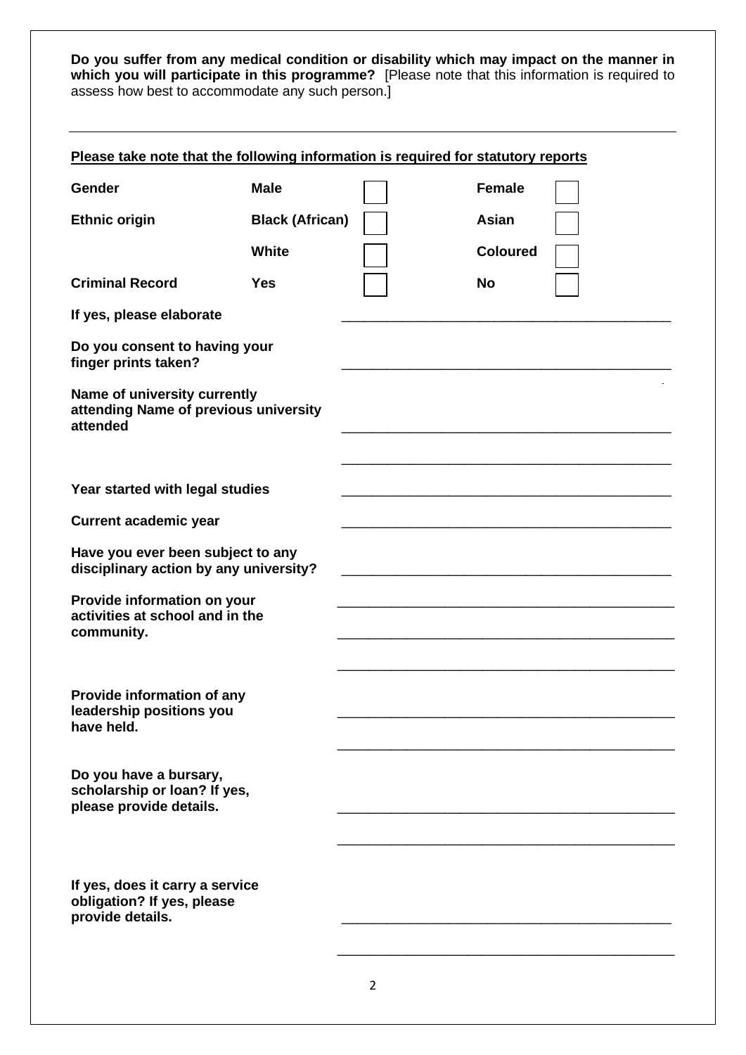**Do you suffer from any medical condition or disability which may impact on the manner in which you will participate in this programme?** [Please note that this information is required to assess how best to accommodate any such person.]

---

**Please take note that the following information is required for statutory reports**

| | | | | |
|---|---|---|---|---|
| **Gender** | **Male** | ☐ | **Female** | ☐ |
| **Ethnic origin** | **Black (African)** | ☐ | **Asian** | ☐ |
| | **White** | ☐ | **Coloured** | ☐ |
| **Criminal Record** | **Yes** | ☐ | **No** | ☐ |

**If yes, please elaborate** ____________________________________________

**Do you consent to having your finger prints taken?** ____________________________________________

**Name of university currently attending Name of previous university attended** ____________________________________________

____________________________________________

**Year started with legal studies** ____________________________________________

**Current academic year** ____________________________________________

**Have you ever been subject to any disciplinary action by any university?** ____________________________________________

**Provide information on your activities at school and in the community.** ____________________________________________

____________________________________________

____________________________________________

**Provide information of any leadership positions you have held.** ____________________________________________

____________________________________________

**Do you have a bursary, scholarship or loan? If yes, please provide details.** ____________________________________________

____________________________________________

**If yes, does it carry a service obligation? If yes, please provide details.** ____________________________________________

____________________________________________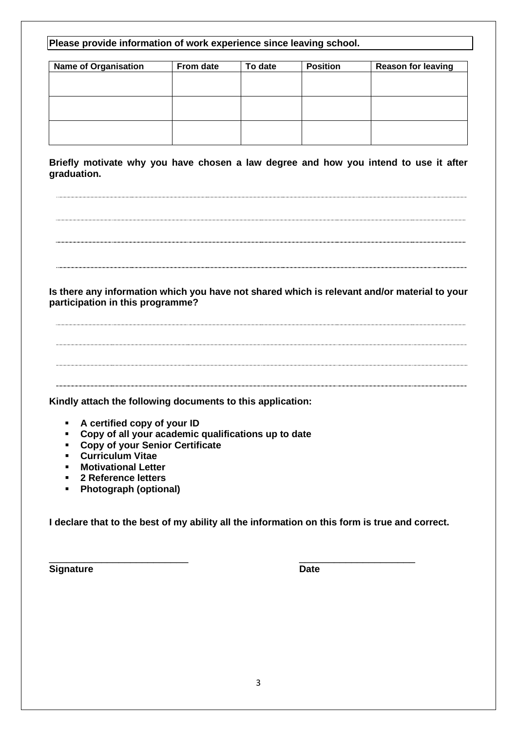**Please provide information of work experience since leaving school.**

| Name of Organisation | From date | To date | Position | Reason for leaving |
|---|---|---|---|---|
| | | | | |
| | | | | |
| | | | | |

**Briefly motivate why you have chosen a law degree and how you intend to use it after graduation.**

..............................................................................................................................................

..............................................................................................................................................

..............................................................................................................................................

..............................................................................................................................................

**Is there any information which you have not shared which is relevant and/or material to your participation in this programme?**

..............................................................................................................................................

..............................................................................................................................................

..............................................................................................................................................

..............................................................................................................................................

**Kindly attach the following documents to this application:**

- **A certified copy of your ID**
- **Copy of all your academic qualifications up to date**
- **Copy of your Senior Certificate**
- **Curriculum Vitae**
- **Motivational Letter**
- **2 Reference letters**
- **Photograph (optional)**

**I declare that to the best of my ability all the information on this form is true and correct.**

___________________________ ______________________

**Signature** **Date**